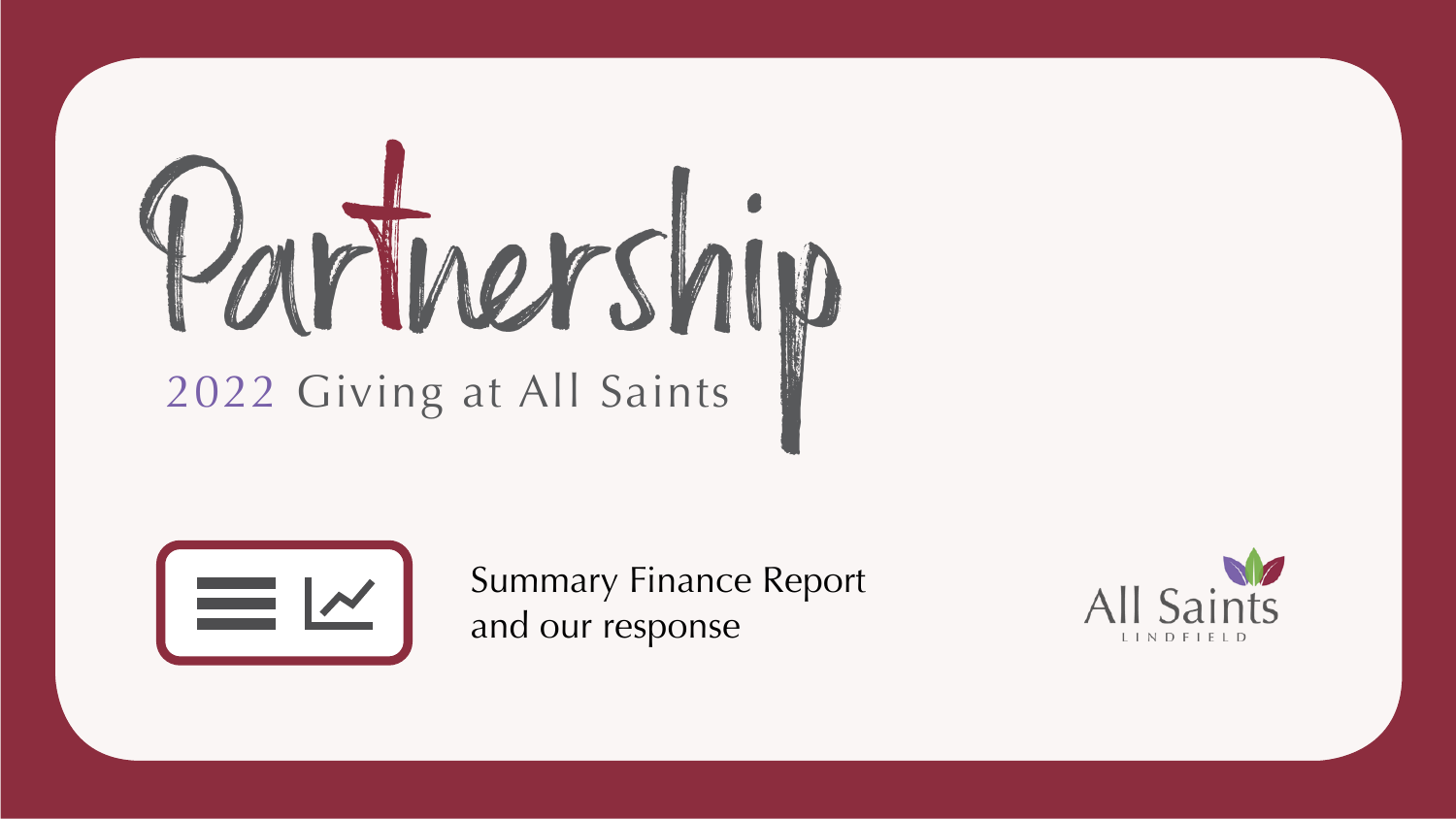# Partnership

## 2022 Giving at All Saints

Summary Finance Report
and our response

All Saints
LINDFIELD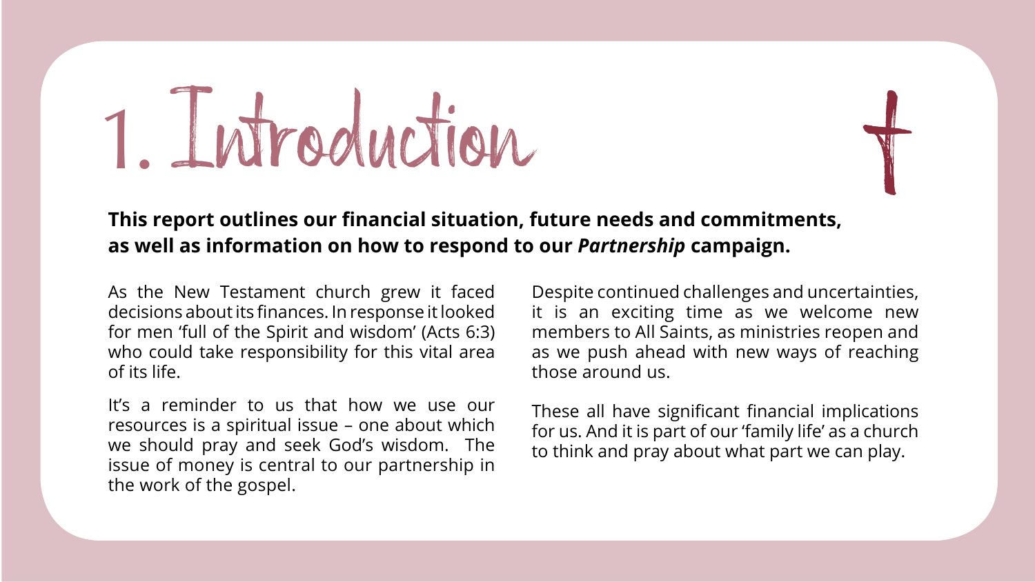# 1. Introduction

**This report outlines our financial situation, future needs and commitments, as well as information on how to respond to our *Partnership* campaign.**

As the New Testament church grew it faced decisions about its finances. In response it looked for men 'full of the Spirit and wisdom' (Acts 6:3) who could take responsibility for this vital area of its life.

It's a reminder to us that how we use our resources is a spiritual issue – one about which we should pray and seek God's wisdom. The issue of money is central to our partnership in the work of the gospel.

Despite continued challenges and uncertainties, it is an exciting time as we welcome new members to All Saints, as ministries reopen and as we push ahead with new ways of reaching those around us.

These all have significant financial implications for us. And it is part of our 'family life' as a church to think and pray about what part we can play.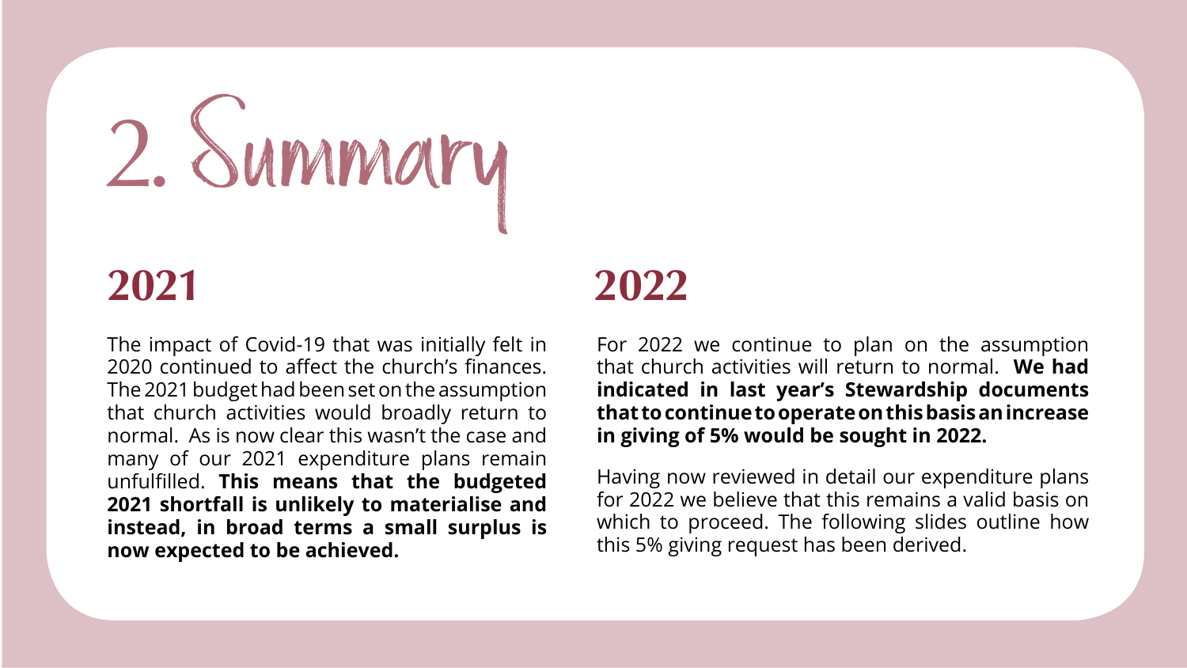# 2. Summary

## 2021

The impact of Covid-19 that was initially felt in 2020 continued to affect the church's finances. The 2021 budget had been set on the assumption that church activities would broadly return to normal. As is now clear this wasn't the case and many of our 2021 expenditure plans remain unfulfilled. **This means that the budgeted 2021 shortfall is unlikely to materialise and instead, in broad terms a small surplus is now expected to be achieved.**

## 2022

For 2022 we continue to plan on the assumption that church activities will return to normal. **We had indicated in last year's Stewardship documents that to continue to operate on this basis an increase in giving of 5% would be sought in 2022.**

Having now reviewed in detail our expenditure plans for 2022 we believe that this remains a valid basis on which to proceed. The following slides outline how this 5% giving request has been derived.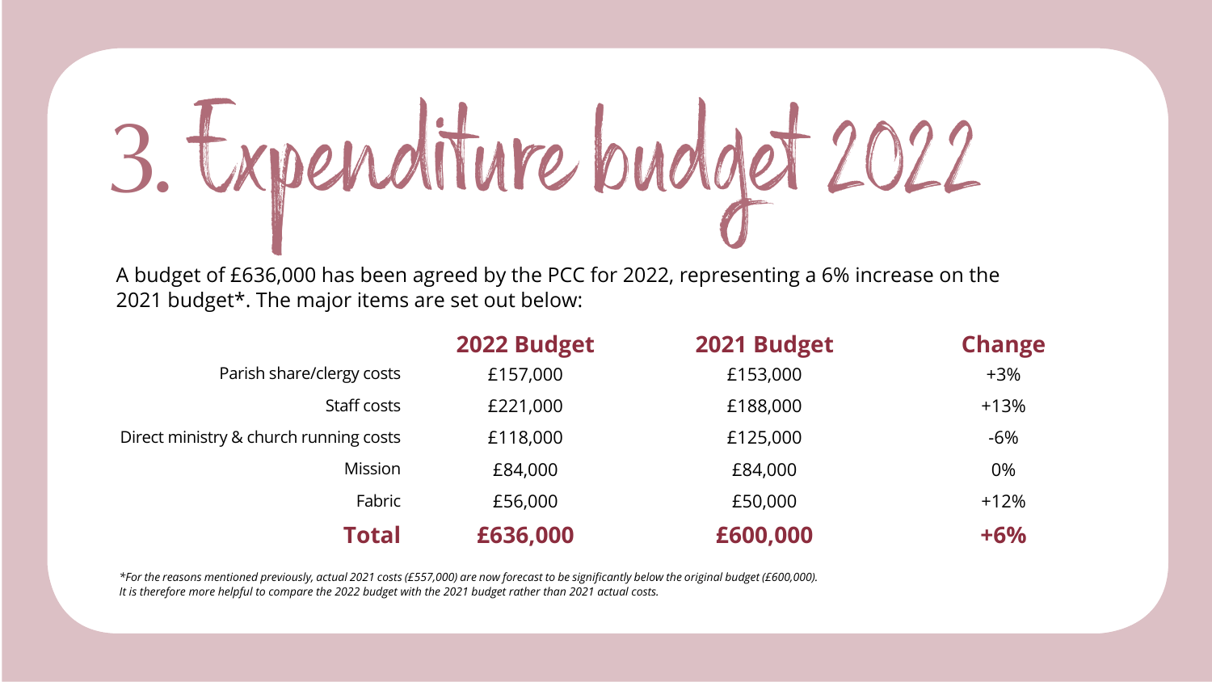# 3. Expenditure budget 2022

A budget of £636,000 has been agreed by the PCC for 2022, representing a 6% increase on the 2021 budget*. The major items are set out below:

| | 2022 Budget | 2021 Budget | Change |
|---|---|---|---|
| Parish share/clergy costs | £157,000 | £153,000 | +3% |
| Staff costs | £221,000 | £188,000 | +13% |
| Direct ministry & church running costs | £118,000 | £125,000 | -6% |
| Mission | £84,000 | £84,000 | 0% |
| Fabric | £56,000 | £50,000 | +12% |
| **Total** | **£636,000** | **£600,000** | **+6%** |

*\*For the reasons mentioned previously, actual 2021 costs (£557,000) are now forecast to be significantly below the original budget (£600,000). It is therefore more helpful to compare the 2022 budget with the 2021 budget rather than 2021 actual costs.*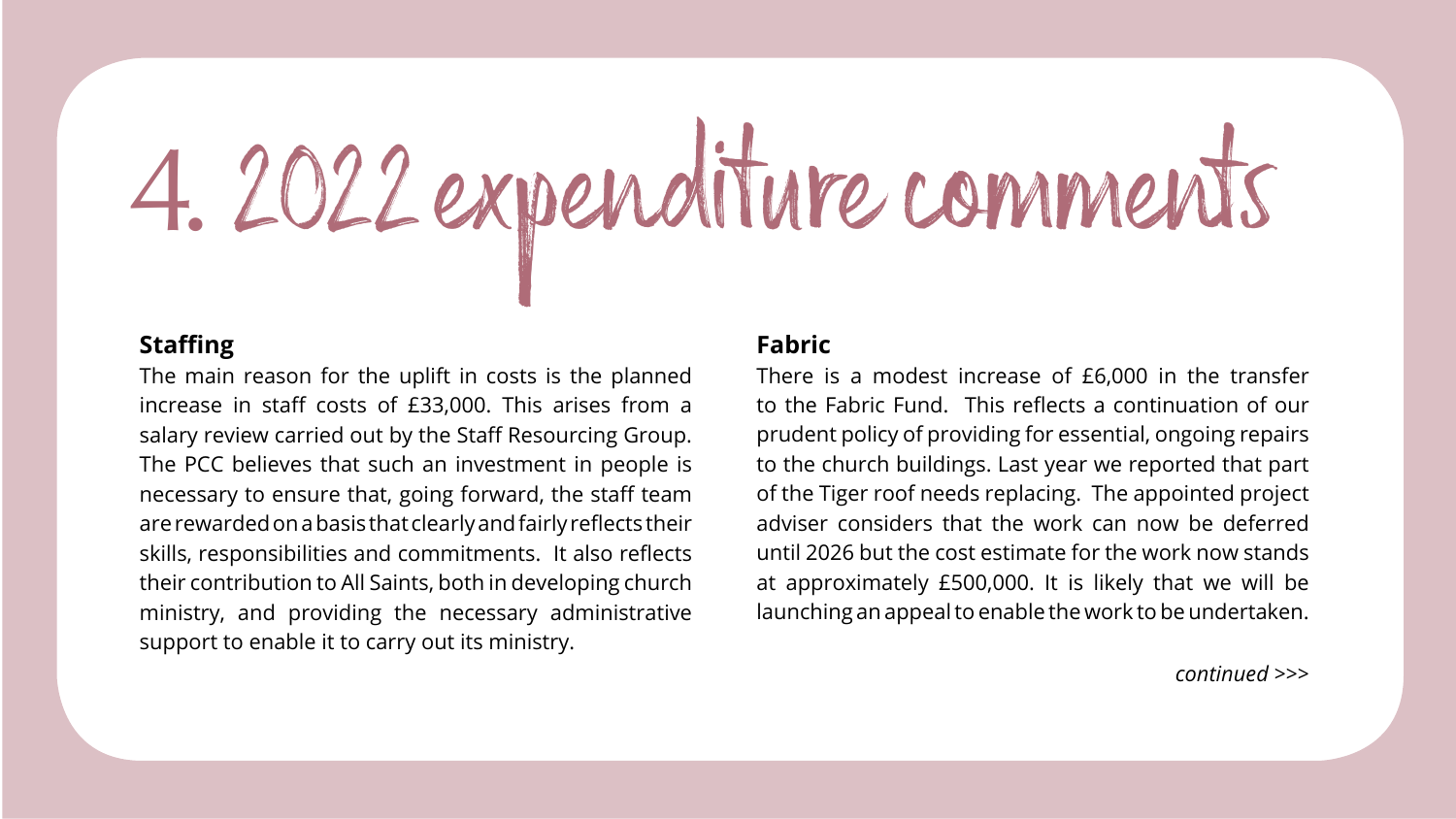# 4. 2022 expenditure comments

**Staffing**

The main reason for the uplift in costs is the planned increase in staff costs of £33,000. This arises from a salary review carried out by the Staff Resourcing Group. The PCC believes that such an investment in people is necessary to ensure that, going forward, the staff team are rewarded on a basis that clearly and fairly reflects their skills, responsibilities and commitments. It also reflects their contribution to All Saints, both in developing church ministry, and providing the necessary administrative support to enable it to carry out its ministry.

**Fabric**

There is a modest increase of £6,000 in the transfer to the Fabric Fund. This reflects a continuation of our prudent policy of providing for essential, ongoing repairs to the church buildings. Last year we reported that part of the Tiger roof needs replacing. The appointed project adviser considers that the work can now be deferred until 2026 but the cost estimate for the work now stands at approximately £500,000. It is likely that we will be launching an appeal to enable the work to be undertaken.

*continued >>>*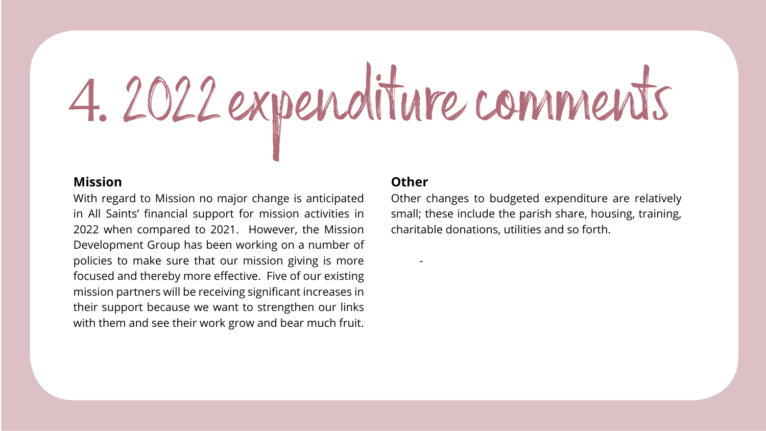# 4. 2022 expenditure comments

**Mission**

With regard to Mission no major change is anticipated in All Saints' financial support for mission activities in 2022 when compared to 2021. However, the Mission Development Group has been working on a number of policies to make sure that our mission giving is more focused and thereby more effective. Five of our existing mission partners will be receiving significant increases in their support because we want to strengthen our links with them and see their work grow and bear much fruit.

**Other**

Other changes to budgeted expenditure are relatively small; these include the parish share, housing, training, charitable donations, utilities and so forth.

-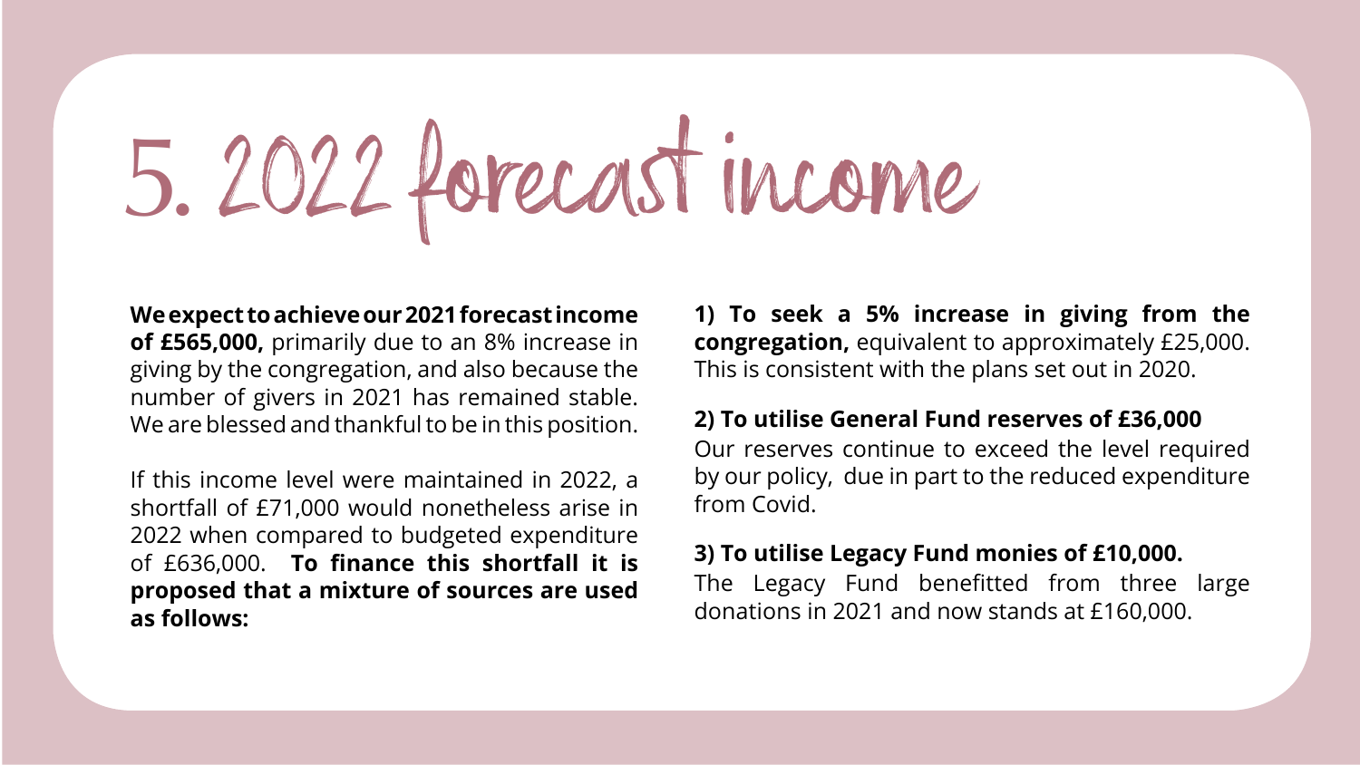# 5. 2022 forecast income

**We expect to achieve our 2021 forecast income of £565,000,** primarily due to an 8% increase in giving by the congregation, and also because the number of givers in 2021 has remained stable. We are blessed and thankful to be in this position.

If this income level were maintained in 2022, a shortfall of £71,000 would nonetheless arise in 2022 when compared to budgeted expenditure of £636,000. **To finance this shortfall it is proposed that a mixture of sources are used as follows:**

**1) To seek a 5% increase in giving from the congregation,** equivalent to approximately £25,000. This is consistent with the plans set out in 2020.

**2) To utilise General Fund reserves of £36,000**
Our reserves continue to exceed the level required by our policy, due in part to the reduced expenditure from Covid.

**3) To utilise Legacy Fund monies of £10,000.**
The Legacy Fund benefitted from three large donations in 2021 and now stands at £160,000.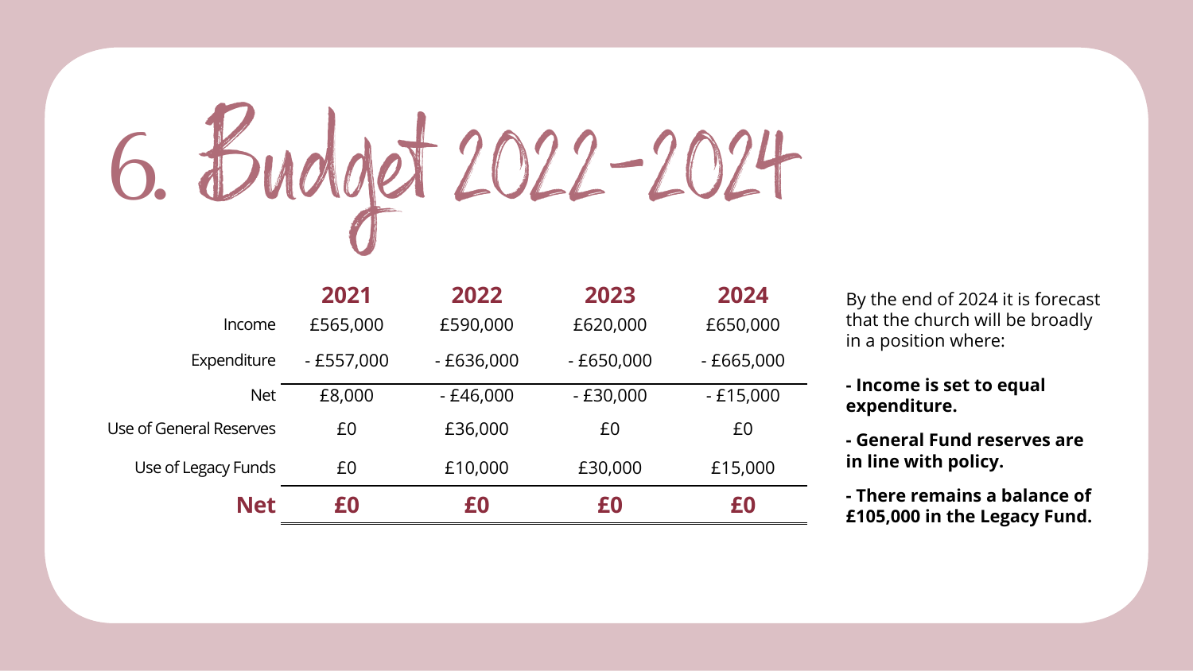# 6. Budget 2022-2024

| | 2021 | 2022 | 2023 | 2024 |
|---|---|---|---|---|
| Income | £565,000 | £590,000 | £620,000 | £650,000 |
| Expenditure | - £557,000 | - £636,000 | - £650,000 | - £665,000 |
| Net | £8,000 | - £46,000 | - £30,000 | - £15,000 |
| Use of General Reserves | £0 | £36,000 | £0 | £0 |
| Use of Legacy Funds | £0 | £10,000 | £30,000 | £15,000 |
| **Net** | **£0** | **£0** | **£0** | **£0** |

By the end of 2024 it is forecast that the church will be broadly in a position where:

**- Income is set to equal expenditure.**

**- General Fund reserves are in line with policy.**

**- There remains a balance of £105,000 in the Legacy Fund.**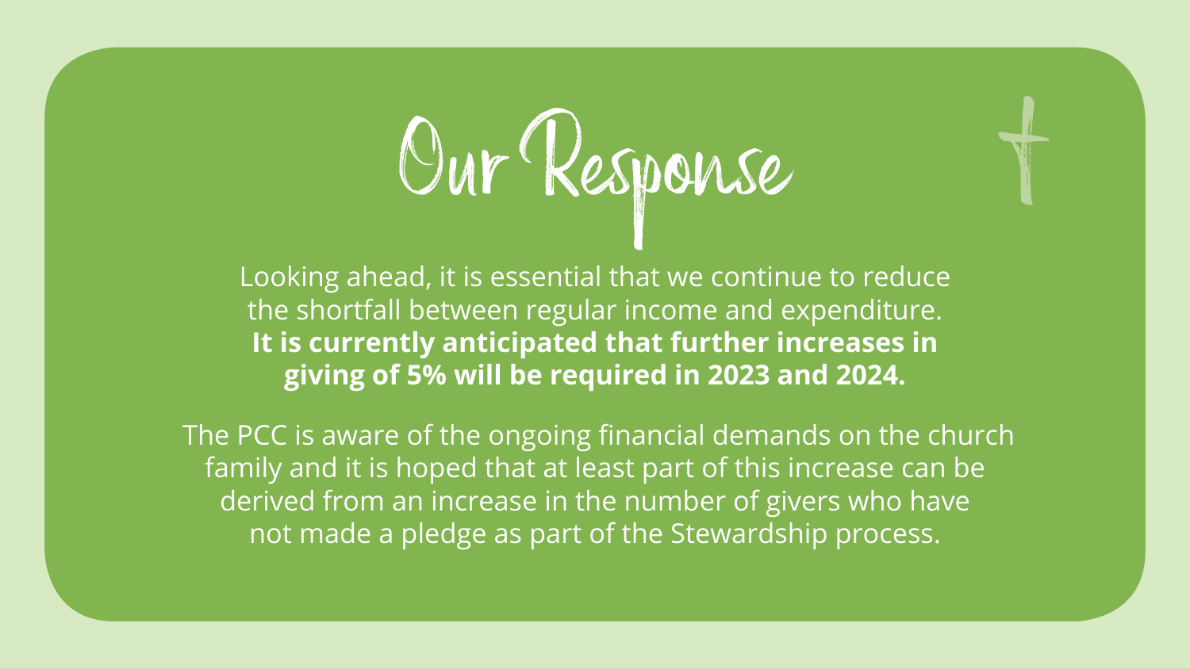# Our Response

Looking ahead, it is essential that we continue to reduce the shortfall between regular income and expenditure. **It is currently anticipated that further increases in giving of 5% will be required in 2023 and 2024.**

The PCC is aware of the ongoing financial demands on the church family and it is hoped that at least part of this increase can be derived from an increase in the number of givers who have not made a pledge as part of the Stewardship process.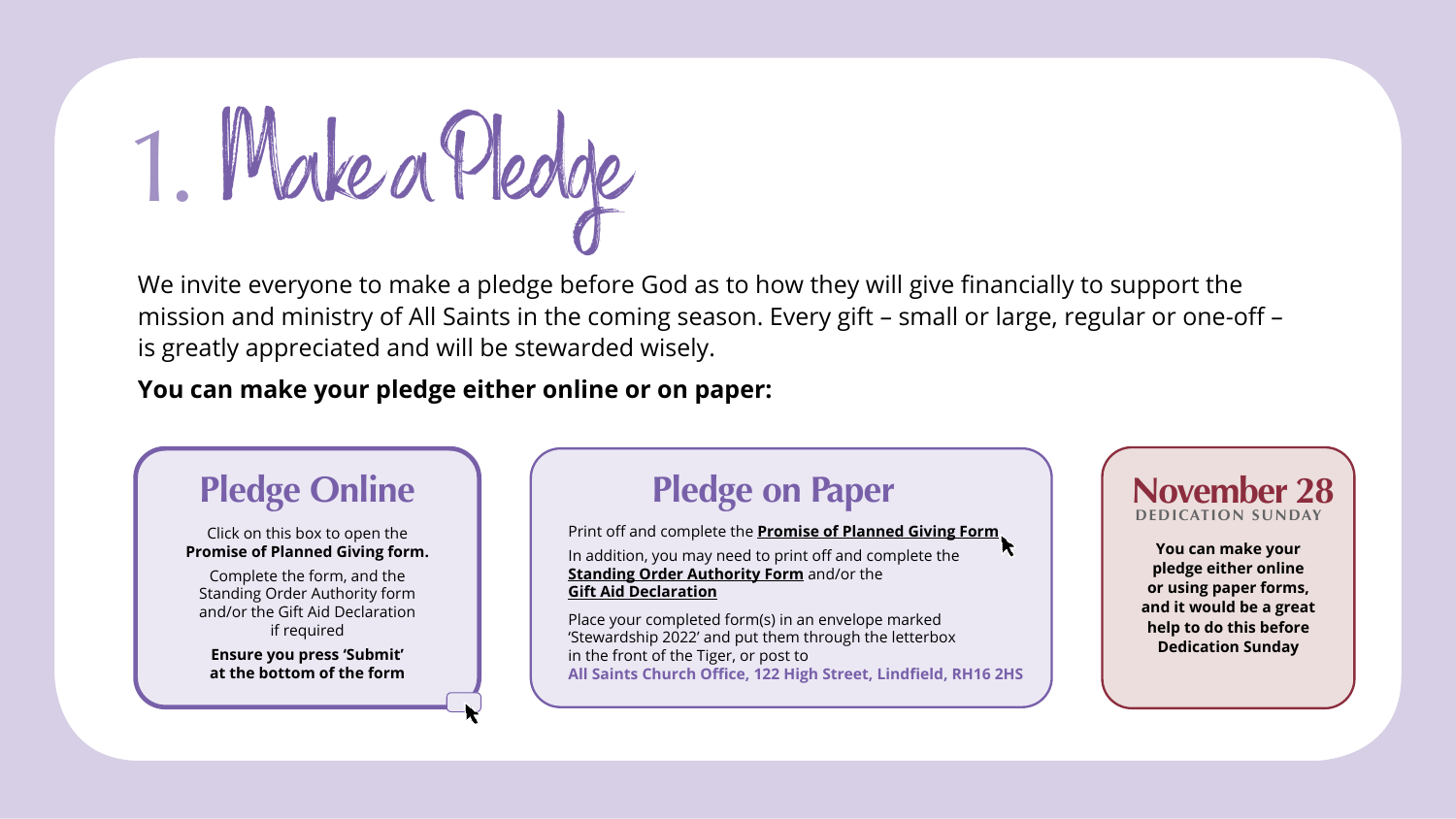# 1. Make a Pledge

We invite everyone to make a pledge before God as to how they will give financially to support the mission and ministry of All Saints in the coming season. Every gift – small or large, regular or one-off – is greatly appreciated and will be stewarded wisely.

**You can make your pledge either online or on paper:**

## Pledge Online

Click on this box to open the **Promise of Planned Giving form.**

Complete the form, and the Standing Order Authority form and/or the Gift Aid Declaration if required

**Ensure you press 'Submit' at the bottom of the form**

## Pledge on Paper

Print off and complete the **Promise of Planned Giving Form**

In addition, you may need to print off and complete the **Standing Order Authority Form** and/or the **Gift Aid Declaration**

Place your completed form(s) in an envelope marked 'Stewardship 2022' and put them through the letterbox in the front of the Tiger, or post to **All Saints Church Office, 122 High Street, Lindfield, RH16 2HS**

## November 28

DEDICATION SUNDAY

**You can make your pledge either online or using paper forms, and it would be a great help to do this before Dedication Sunday**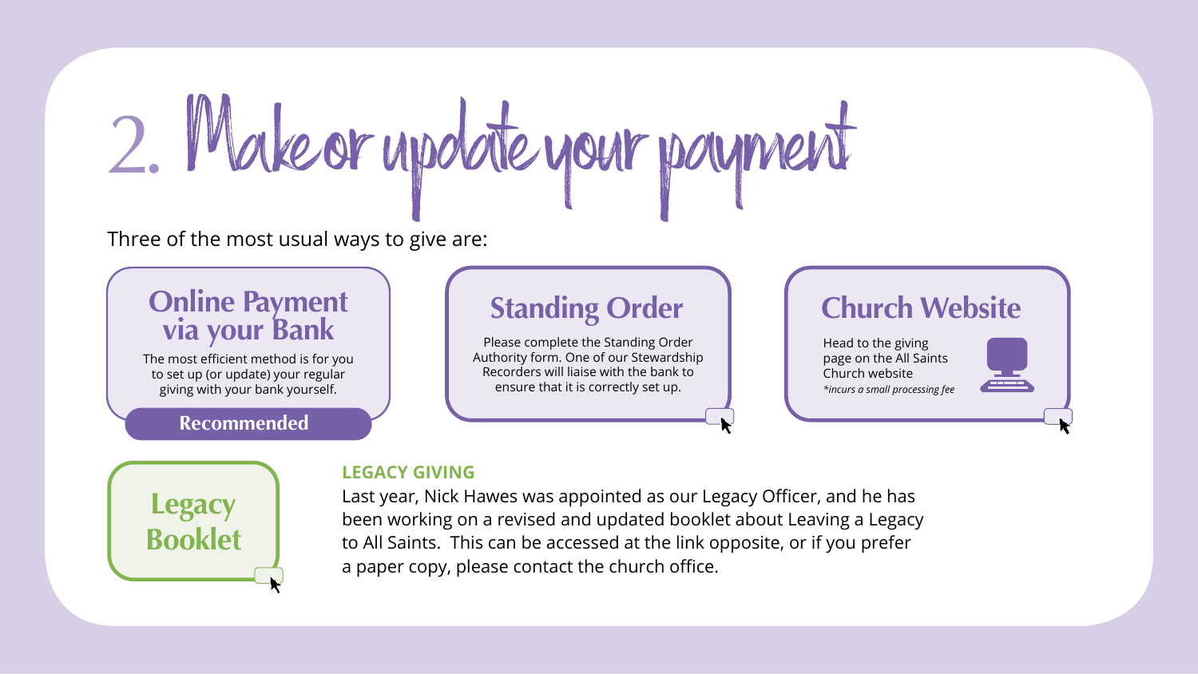# 2. Make or update your payment

Three of the most usual ways to give are:

### Online Payment via your Bank

The most efficient method is for you to set up (or update) your regular giving with your bank yourself.

**Recommended**

### Standing Order

Please complete the Standing Order Authority form. One of our Stewardship Recorders will liaise with the bank to ensure that it is correctly set up.

### Church Website

Head to the giving page on the All Saints Church website

*incurs a small processing fee

### Legacy Booklet

**LEGACY GIVING**

Last year, Nick Hawes was appointed as our Legacy Officer, and he has been working on a revised and updated booklet about Leaving a Legacy to All Saints. This can be accessed at the link opposite, or if you prefer a paper copy, please contact the church office.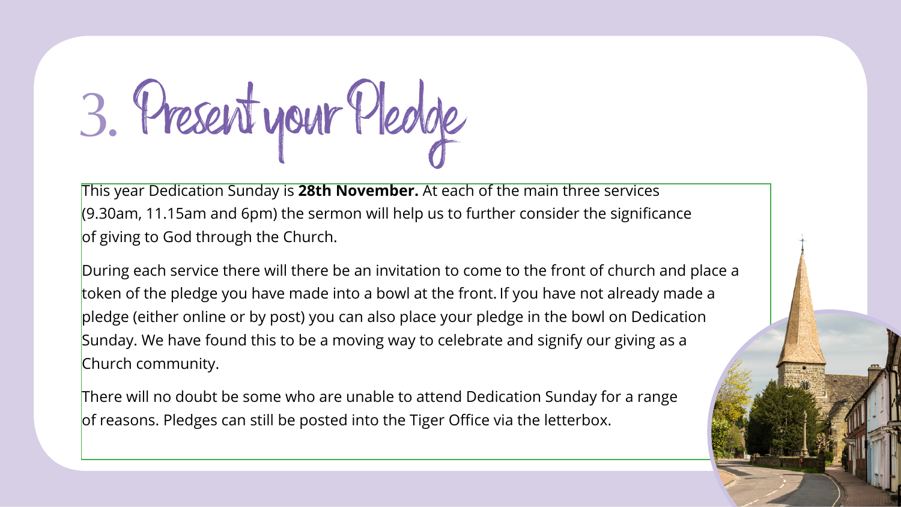# 3. Present your Pledge

This year Dedication Sunday is **28th November.** At each of the main three services (9.30am, 11.15am and 6pm) the sermon will help us to further consider the significance of giving to God through the Church.

During each service there will there be an invitation to come to the front of church and place a token of the pledge you have made into a bowl at the front. If you have not already made a pledge (either online or by post) you can also place your pledge in the bowl on Dedication Sunday. We have found this to be a moving way to celebrate and signify our giving as a Church community.

There will no doubt be some who are unable to attend Dedication Sunday for a range of reasons. Pledges can still be posted into the Tiger Office via the letterbox.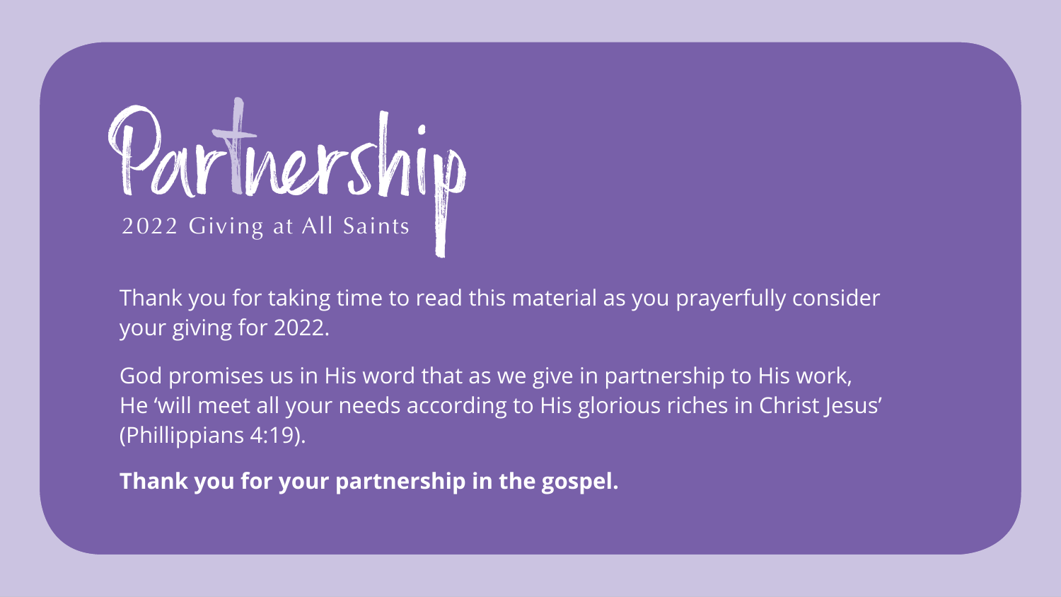# Partnership

2022 Giving at All Saints

Thank you for taking time to read this material as you prayerfully consider your giving for 2022.

God promises us in His word that as we give in partnership to His work, He 'will meet all your needs according to His glorious riches in Christ Jesus' (Phillippians 4:19).

**Thank you for your partnership in the gospel.**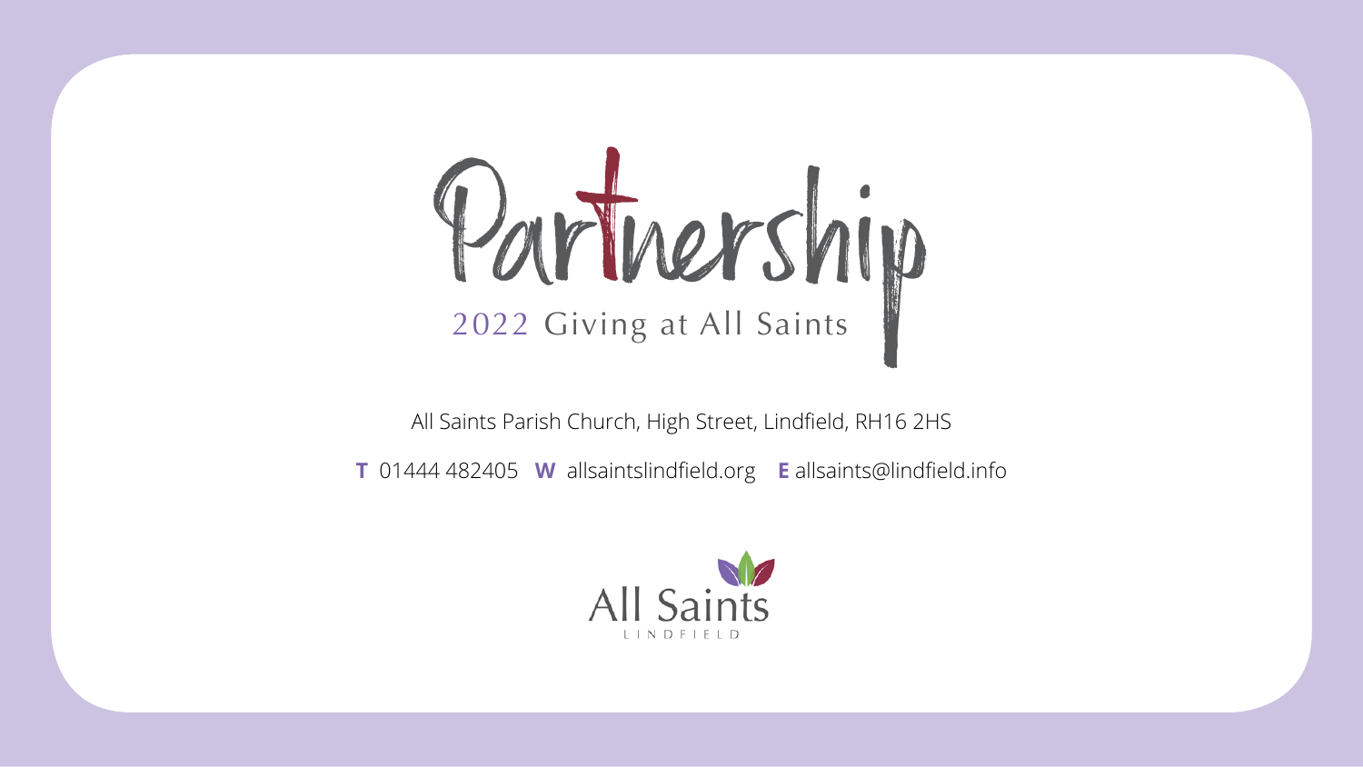# Partnership

## 2022 Giving at All Saints

All Saints Parish Church, High Street, Lindfield, RH16 2HS

**T** 01444 482405 **W** allsaintslindfield.org **E** allsaints@lindfield.info

All Saints
LINDFIELD